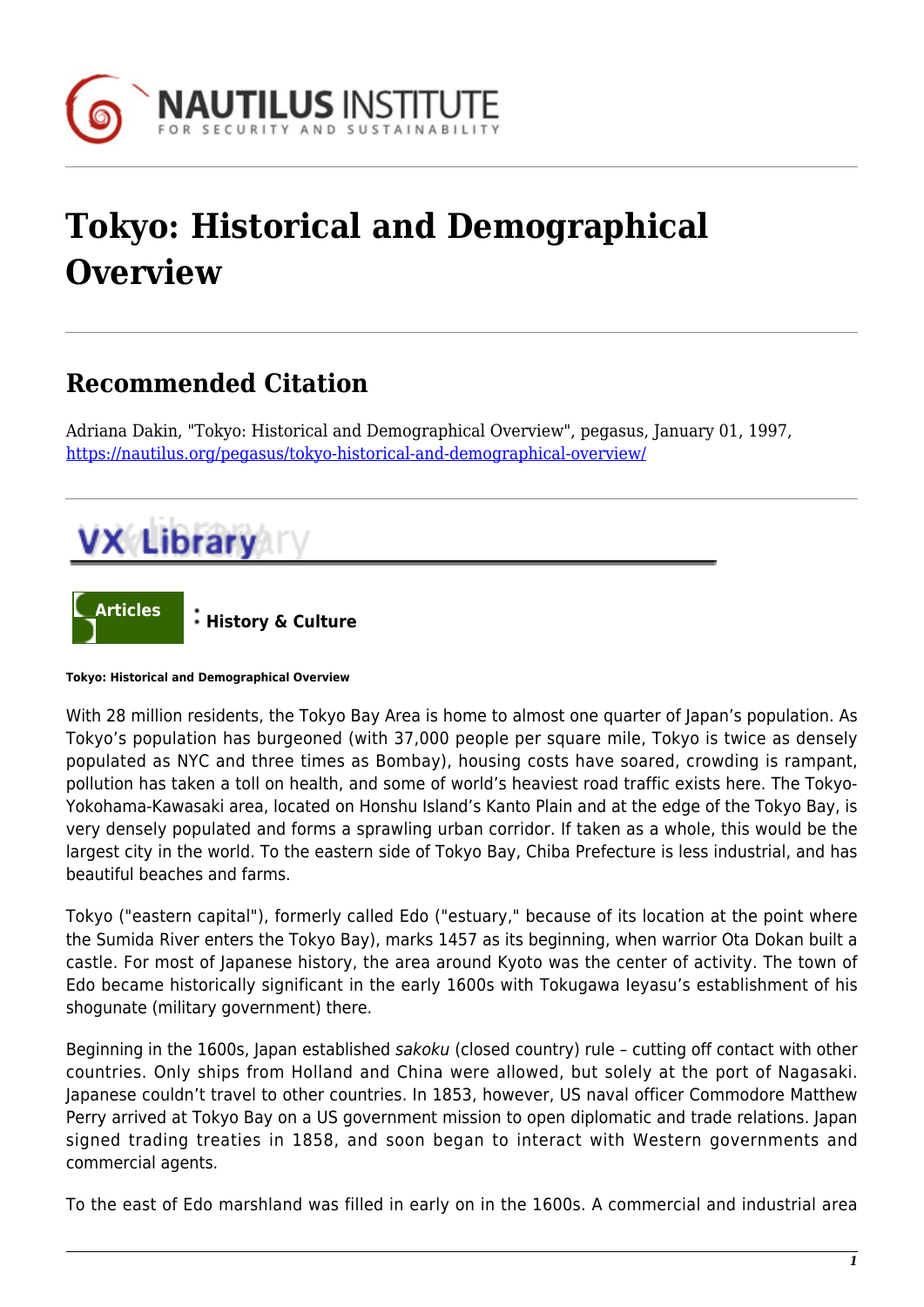# Tokyo: Historical and Demographical Overview

## Recommended Citation

Adriana Dakin, "Tokyo: Historical and Demographical Overview", pegasus, January 01, 1997, https://nautilus.org/pegasus/tokyo-historical-and-demographical-overview/

VX Library

**Articles** : **History & Culture**

**Tokyo: Historical and Demographical Overview**

With 28 million residents, the Tokyo Bay Area is home to almost one quarter of Japan's population. As Tokyo's population has burgeoned (with 37,000 people per square mile, Tokyo is twice as densely populated as NYC and three times as Bombay), housing costs have soared, crowding is rampant, pollution has taken a toll on health, and some of world's heaviest road traffic exists here. The Tokyo-Yokohama-Kawasaki area, located on Honshu Island's Kanto Plain and at the edge of the Tokyo Bay, is very densely populated and forms a sprawling urban corridor. If taken as a whole, this would be the largest city in the world. To the eastern side of Tokyo Bay, Chiba Prefecture is less industrial, and has beautiful beaches and farms.

Tokyo ("eastern capital"), formerly called Edo ("estuary," because of its location at the point where the Sumida River enters the Tokyo Bay), marks 1457 as its beginning, when warrior Ota Dokan built a castle. For most of Japanese history, the area around Kyoto was the center of activity. The town of Edo became historically significant in the early 1600s with Tokugawa Ieyasu's establishment of his shogunate (military government) there.

Beginning in the 1600s, Japan established *sakoku* (closed country) rule – cutting off contact with other countries. Only ships from Holland and China were allowed, but solely at the port of Nagasaki. Japanese couldn't travel to other countries. In 1853, however, US naval officer Commodore Matthew Perry arrived at Tokyo Bay on a US government mission to open diplomatic and trade relations. Japan signed trading treaties in 1858, and soon began to interact with Western governments and commercial agents.

To the east of Edo marshland was filled in early on in the 1600s. A commercial and industrial area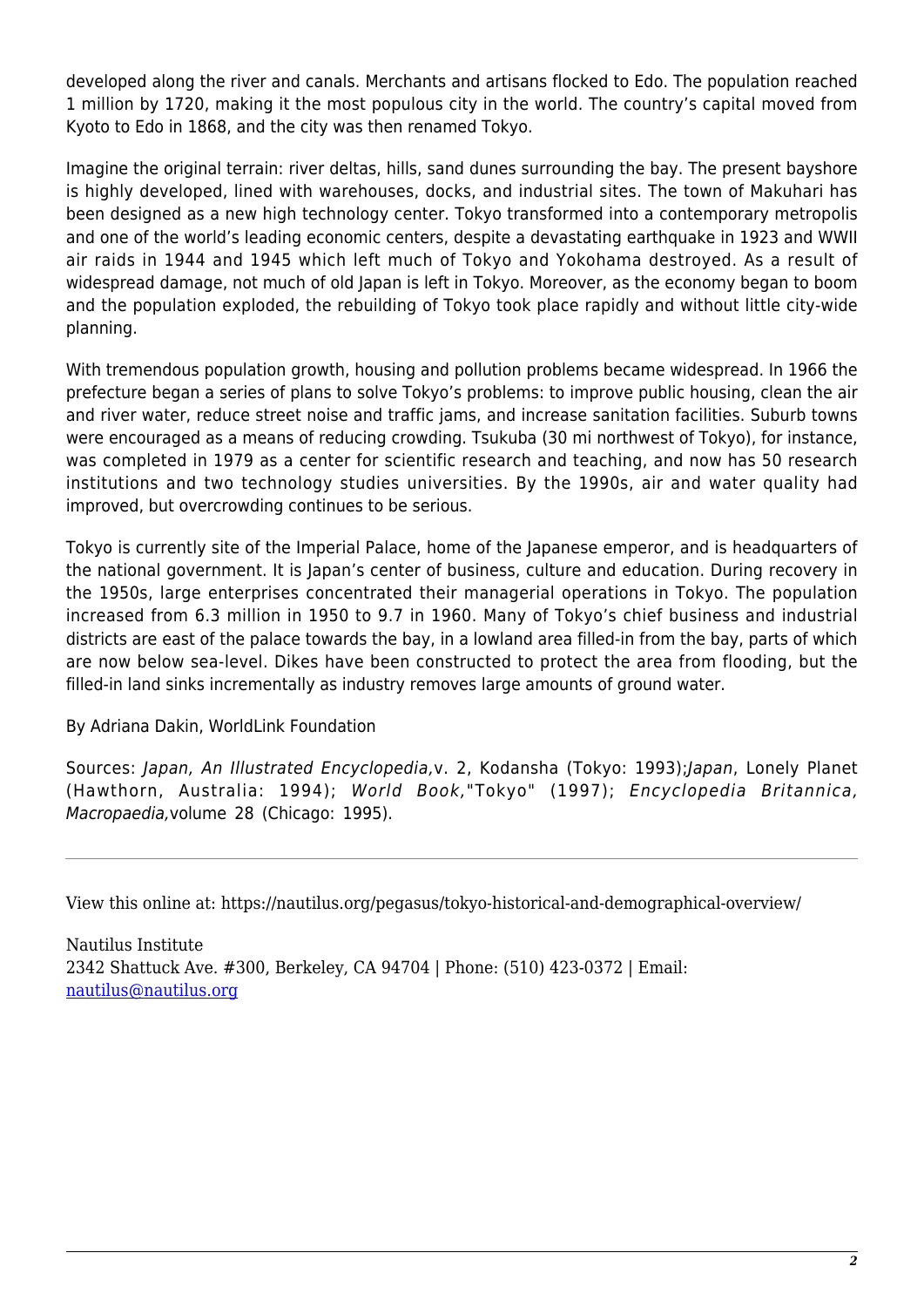developed along the river and canals. Merchants and artisans flocked to Edo. The population reached 1 million by 1720, making it the most populous city in the world. The country's capital moved from Kyoto to Edo in 1868, and the city was then renamed Tokyo.

Imagine the original terrain: river deltas, hills, sand dunes surrounding the bay. The present bayshore is highly developed, lined with warehouses, docks, and industrial sites. The town of Makuhari has been designed as a new high technology center. Tokyo transformed into a contemporary metropolis and one of the world's leading economic centers, despite a devastating earthquake in 1923 and WWII air raids in 1944 and 1945 which left much of Tokyo and Yokohama destroyed. As a result of widespread damage, not much of old Japan is left in Tokyo. Moreover, as the economy began to boom and the population exploded, the rebuilding of Tokyo took place rapidly and without little city-wide planning.

With tremendous population growth, housing and pollution problems became widespread. In 1966 the prefecture began a series of plans to solve Tokyo's problems: to improve public housing, clean the air and river water, reduce street noise and traffic jams, and increase sanitation facilities. Suburb towns were encouraged as a means of reducing crowding. Tsukuba (30 mi northwest of Tokyo), for instance, was completed in 1979 as a center for scientific research and teaching, and now has 50 research institutions and two technology studies universities. By the 1990s, air and water quality had improved, but overcrowding continues to be serious.

Tokyo is currently site of the Imperial Palace, home of the Japanese emperor, and is headquarters of the national government. It is Japan's center of business, culture and education. During recovery in the 1950s, large enterprises concentrated their managerial operations in Tokyo. The population increased from 6.3 million in 1950 to 9.7 in 1960. Many of Tokyo's chief business and industrial districts are east of the palace towards the bay, in a lowland area filled-in from the bay, parts of which are now below sea-level. Dikes have been constructed to protect the area from flooding, but the filled-in land sinks incrementally as industry removes large amounts of ground water.

By Adriana Dakin, WorldLink Foundation

Sources: *Japan, An Illustrated Encyclopedia,* v. 2, Kodansha (Tokyo: 1993); *Japan*, Lonely Planet (Hawthorn, Australia: 1994); *World Book,* "Tokyo" (1997); *Encyclopedia Britannica, Macropaedia,* volume 28 (Chicago: 1995).

---

View this online at: https://nautilus.org/pegasus/tokyo-historical-and-demographical-overview/

Nautilus Institute
2342 Shattuck Ave. #300, Berkeley, CA 94704 | Phone: (510) 423-0372 | Email: nautilus@nautilus.org